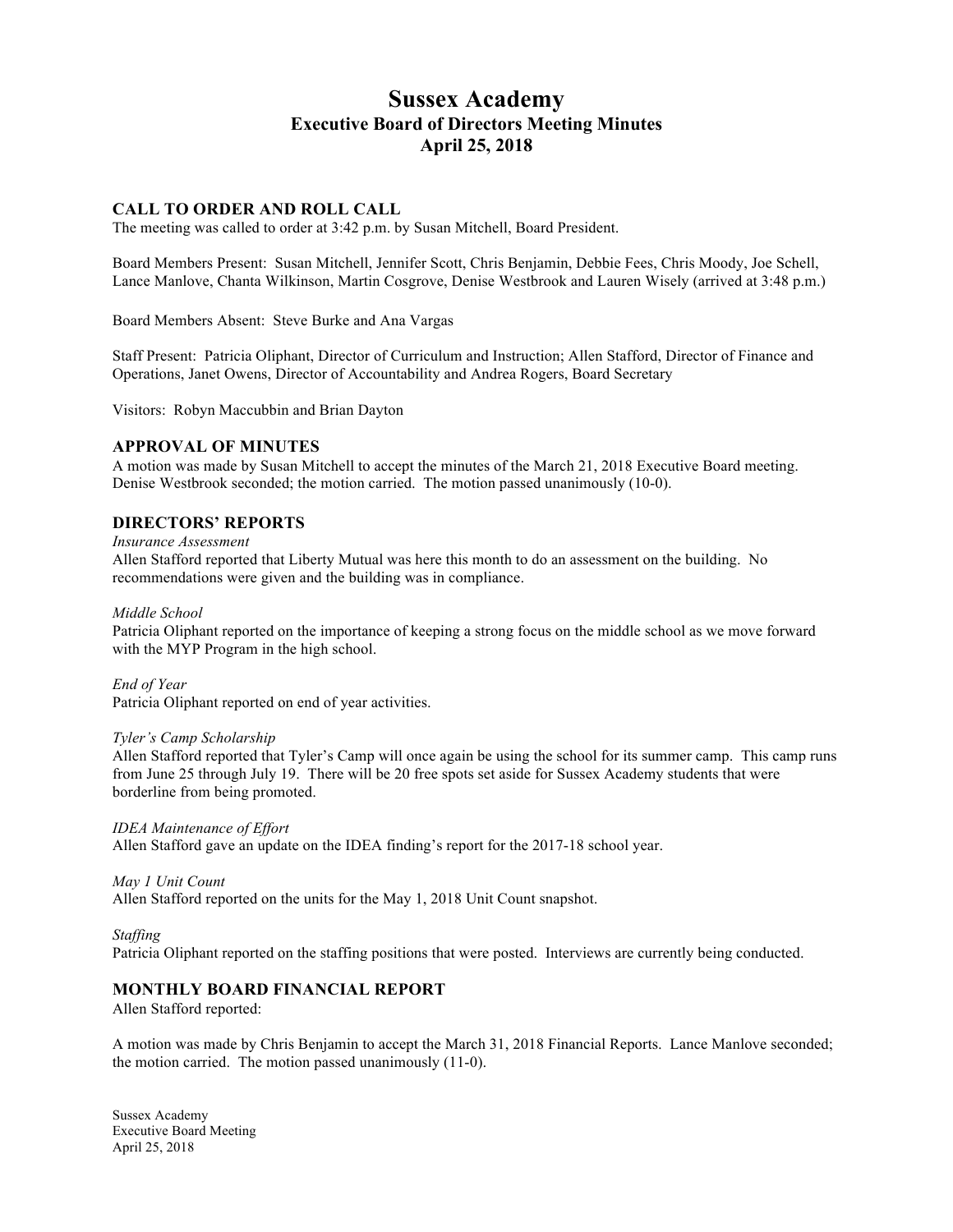# Sussex Academy
## Executive Board of Directors Meeting Minutes
## April 25, 2018

### CALL TO ORDER AND ROLL CALL

The meeting was called to order at 3:42 p.m. by Susan Mitchell, Board President.

Board Members Present: Susan Mitchell, Jennifer Scott, Chris Benjamin, Debbie Fees, Chris Moody, Joe Schell, Lance Manlove, Chanta Wilkinson, Martin Cosgrove, Denise Westbrook and Lauren Wisely (arrived at 3:48 p.m.)

Board Members Absent: Steve Burke and Ana Vargas

Staff Present: Patricia Oliphant, Director of Curriculum and Instruction; Allen Stafford, Director of Finance and Operations, Janet Owens, Director of Accountability and Andrea Rogers, Board Secretary

Visitors: Robyn Maccubbin and Brian Dayton

### APPROVAL OF MINUTES

A motion was made by Susan Mitchell to accept the minutes of the March 21, 2018 Executive Board meeting. Denise Westbrook seconded; the motion carried. The motion passed unanimously (10-0).

### DIRECTORS' REPORTS

*Insurance Assessment*

Allen Stafford reported that Liberty Mutual was here this month to do an assessment on the building. No recommendations were given and the building was in compliance.

*Middle School*

Patricia Oliphant reported on the importance of keeping a strong focus on the middle school as we move forward with the MYP Program in the high school.

*End of Year*

Patricia Oliphant reported on end of year activities.

*Tyler's Camp Scholarship*

Allen Stafford reported that Tyler's Camp will once again be using the school for its summer camp. This camp runs from June 25 through July 19. There will be 20 free spots set aside for Sussex Academy students that were borderline from being promoted.

*IDEA Maintenance of Effort*

Allen Stafford gave an update on the IDEA finding's report for the 2017-18 school year.

*May 1 Unit Count*

Allen Stafford reported on the units for the May 1, 2018 Unit Count snapshot.

*Staffing*

Patricia Oliphant reported on the staffing positions that were posted. Interviews are currently being conducted.

### MONTHLY BOARD FINANCIAL REPORT

Allen Stafford reported:

A motion was made by Chris Benjamin to accept the March 31, 2018 Financial Reports. Lance Manlove seconded; the motion carried. The motion passed unanimously (11-0).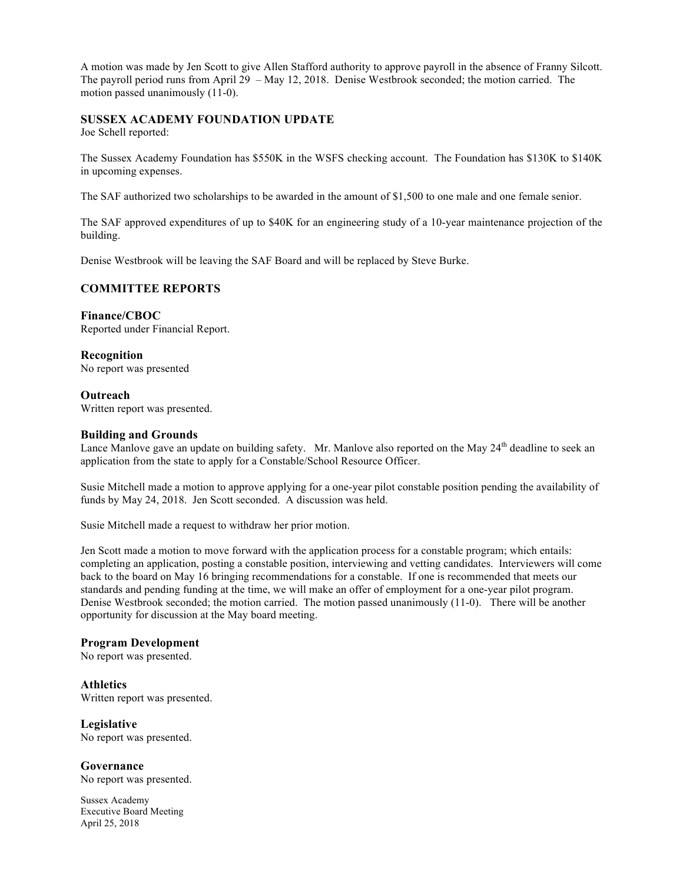A motion was made by Jen Scott to give Allen Stafford authority to approve payroll in the absence of Franny Silcott. The payroll period runs from April 29 – May 12, 2018. Denise Westbrook seconded; the motion carried. The motion passed unanimously (11-0).

## SUSSEX ACADEMY FOUNDATION UPDATE

Joe Schell reported:

The Sussex Academy Foundation has $550K in the WSFS checking account. The Foundation has $130K to $140K in upcoming expenses.

The SAF authorized two scholarships to be awarded in the amount of $1,500 to one male and one female senior.

The SAF approved expenditures of up to $40K for an engineering study of a 10-year maintenance projection of the building.

Denise Westbrook will be leaving the SAF Board and will be replaced by Steve Burke.

## COMMITTEE REPORTS

### Finance/CBOC

Reported under Financial Report.

### Recognition

No report was presented

### Outreach

Written report was presented.

### Building and Grounds

Lance Manlove gave an update on building safety. Mr. Manlove also reported on the May 24th deadline to seek an application from the state to apply for a Constable/School Resource Officer.

Susie Mitchell made a motion to approve applying for a one-year pilot constable position pending the availability of funds by May 24, 2018. Jen Scott seconded. A discussion was held.

Susie Mitchell made a request to withdraw her prior motion.

Jen Scott made a motion to move forward with the application process for a constable program; which entails: completing an application, posting a constable position, interviewing and vetting candidates. Interviewers will come back to the board on May 16 bringing recommendations for a constable. If one is recommended that meets our standards and pending funding at the time, we will make an offer of employment for a one-year pilot program. Denise Westbrook seconded; the motion carried. The motion passed unanimously (11-0). There will be another opportunity for discussion at the May board meeting.

### Program Development

No report was presented.

### Athletics

Written report was presented.

### Legislative

No report was presented.

### Governance

No report was presented.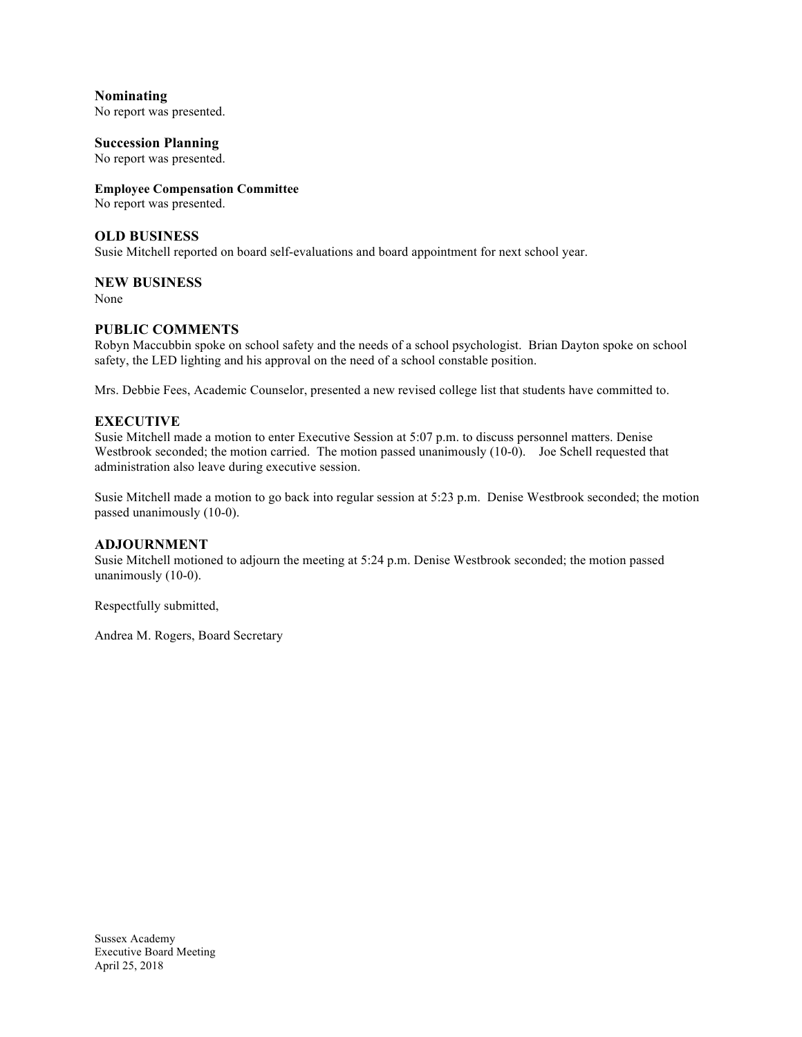### Nominating
No report was presented.

### Succession Planning
No report was presented.

#### Employee Compensation Committee
No report was presented.

## OLD BUSINESS
Susie Mitchell reported on board self-evaluations and board appointment for next school year.

## NEW BUSINESS
None

## PUBLIC COMMENTS
Robyn Maccubbin spoke on school safety and the needs of a school psychologist. Brian Dayton spoke on school safety, the LED lighting and his approval on the need of a school constable position.

Mrs. Debbie Fees, Academic Counselor, presented a new revised college list that students have committed to.

## EXECUTIVE
Susie Mitchell made a motion to enter Executive Session at 5:07 p.m. to discuss personnel matters. Denise Westbrook seconded; the motion carried. The motion passed unanimously (10-0). Joe Schell requested that administration also leave during executive session.

Susie Mitchell made a motion to go back into regular session at 5:23 p.m. Denise Westbrook seconded; the motion passed unanimously (10-0).

## ADJOURNMENT
Susie Mitchell motioned to adjourn the meeting at 5:24 p.m. Denise Westbrook seconded; the motion passed unanimously (10-0).

Respectfully submitted,

Andrea M. Rogers, Board Secretary